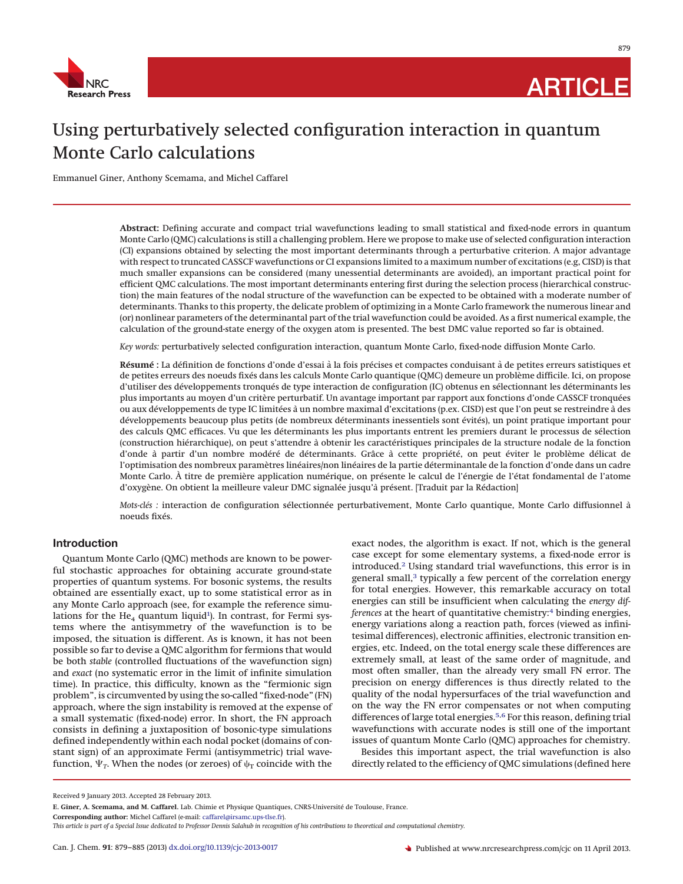# Using perturbatively selected configuration interaction in quantum Monte Carlo calculations

Emmanuel Giner, Anthony Scemama, and Michel Caffarel

**Abstract:** Defining accurate and compact trial wavefunctions leading to small statistical and fixed-node errors in quantum Monte Carlo (QMC) calculations is still a challenging problem. Here we propose to make use of selected configuration interaction (CI) expansions obtained by selecting the most important determinants through a perturbative criterion. A major advantage with respect to truncated CASSCF wavefunctions or CI expansions limited to a maximum number of excitations (e.g, CISD) is that much smaller expansions can be considered (many unessential determinants are avoided), an important practical point for efficient QMC calculations. The most important determinants entering first during the selection process (hierarchical construction) the main features of the nodal structure of the wavefunction can be expected to be obtained with a moderate number of determinants. Thanks to this property, the delicate problem of optimizing in a Monte Carlo framework the numerous linear and (or) nonlinear parameters of the determinantal part of the trial wavefunction could be avoided. As a first numerical example, the calculation of the ground-state energy of the oxygen atom is presented. The best DMC value reported so far is obtained.

*Key words:* perturbatively selected configuration interaction, quantum Monte Carlo, fixed-node diffusion Monte Carlo.

**Résumé :** La définition de fonctions d'onde d'essai à la fois précises et compactes conduisant à de petites erreurs satistiques et de petites erreurs des noeuds fixés dans les calculs Monte Carlo quantique (QMC) demeure un problème difficile. Ici, on propose d'utiliser des développements tronqués de type interaction de configuration (IC) obtenus en sélectionnant les déterminants les plus importants au moyen d'un critère perturbatif. Un avantage important par rapport aux fonctions d'onde CASSCF tronquées ou aux développements de type IC limitées à un nombre maximal d'excitations (p.ex. CISD) est que l'on peut se restreindre à des développements beaucoup plus petits (de nombreux déterminants inessentiels sont évités), un point pratique important pour des calculs QMC efficaces. Vu que les déterminants les plus importants entrent les premiers durant le processus de sélection (construction hiérarchique), on peut s'attendre à obtenir les caractéristiques principales de la structure nodale de la fonction d'onde à partir d'un nombre modéré de déterminants. Grâce à cette propriété, on peut éviter le problème délicat de l'optimisation des nombreux paramètres linéaires/non linéaires de la partie déterminantale de la fonction d'onde dans un cadre Monte Carlo. À titre de première application numérique, on présente le calcul de l'énergie de l'état fondamental de l'atome d'oxygène. On obtient la meilleure valeur DMC signalée jusqu'à présent. [Traduit par la Rédaction]

*Mots-clés :* interaction de configuration sélectionnée perturbativement, Monte Carlo quantique, Monte Carlo diffusionnel à noeuds fixés.

## Introduction

Quantum Monte Carlo (QMC) methods are known to be powerful stochastic approaches for obtaining accurate ground-state properties of quantum systems. For bosonic systems, the results obtained are essentially exact, up to some statistical error as in any Monte Carlo approach (see, for example the reference simulations for the $He_4$ quantum liquid[1]). In contrast, for Fermi systems where the antisymmetry of the wavefunction is to be imposed, the situation is different. As is known, it has not been possible so far to devise a QMC algorithm for fermions that would be both *stable* (controlled fluctuations of the wavefunction sign) and *exact* (no systematic error in the limit of infinite simulation time). In practice, this difficulty, known as the "fermionic sign problem", is circumvented by using the so-called "fixed-node" (FN) approach, where the sign instability is removed at the expense of a small systematic (fixed-node) error. In short, the FN approach consists in defining a juxtaposition of bosonic-type simulations defined independently within each nodal pocket (domains of constant sign) of an approximate Fermi (antisymmetric) trial wavefunction, $\Psi_T$. When the nodes (or zeroes) of $\psi_T$ coincide with the exact nodes, the algorithm is exact. If not, which is the general case except for some elementary systems, a fixed-node error is introduced.[2] Using standard trial wavefunctions, this error is in general small,[3] typically a few percent of the correlation energy for total energies. However, this remarkable accuracy on total energies can still be insufficient when calculating the *energy differences* at the heart of quantitative chemistry:[4] binding energies, energy variations along a reaction path, forces (viewed as infinitesimal differences), electronic affinities, electronic transition energies, etc. Indeed, on the total energy scale these differences are extremely small, at least of the same order of magnitude, and most often smaller, than the already very small FN error. The precision on energy differences is thus directly related to the quality of the nodal hypersurfaces of the trial wavefunction and on the way the FN error compensates or not when computing differences of large total energies.[5,6] For this reason, defining trial wavefunctions with accurate nodes is still one of the important issues of quantum Monte Carlo (QMC) approaches for chemistry.

Besides this important aspect, the trial wavefunction is also directly related to the efficiency of QMC simulations (defined here

Received 9 January 2013. Accepted 28 February 2013.

**E. Giner, A. Scemama, and M. Caffarel.** Lab. Chimie et Physique Quantiques, CNRS-Université de Toulouse, France.

**Corresponding author:** Michel Caffarel (e-mail: caffarel@irsamc.ups-tlse.fr).

*This article is part of a Special Issue dedicated to Professor Dennis Salahub in recognition of his contributions to theoretical and computational chemistry.*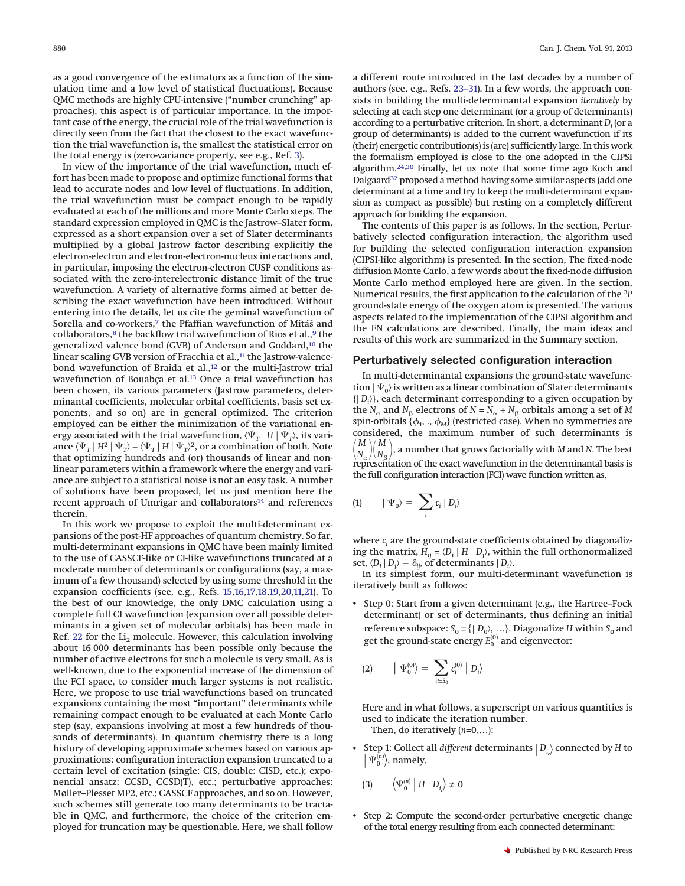as a good convergence of the estimators as a function of the simulation time and a low level of statistical fluctuations). Because QMC methods are highly CPU-intensive ("number crunching" approaches), this aspect is of particular importance. In the important case of the energy, the crucial role of the trial wavefunction is directly seen from the fact that the closest to the exact wavefunction the trial wavefunction is, the smallest the statistical error on the total energy is (zero-variance property, see e.g., Ref. 3).

In view of the importance of the trial wavefunction, much effort has been made to propose and optimize functional forms that lead to accurate nodes and low level of fluctuations. In addition, the trial wavefunction must be compact enough to be rapidly evaluated at each of the millions and more Monte Carlo steps. The standard expression employed in QMC is the Jastrow–Slater form, expressed as a short expansion over a set of Slater determinants multiplied by a global Jastrow factor describing explicitly the electron-electron and electron-electron-nucleus interactions and, in particular, imposing the electron-electron CUSP conditions associated with the zero-interelectronic distance limit of the true wavefunction. A variety of alternative forms aimed at better describing the exact wavefunction have been introduced. Without entering into the details, let us cite the geminal wavefunction of Sorella and co-workers,[7] the Pfaffian wavefunction of Mitáš and collaborators,[8] the backflow trial wavefunction of Rios et al.,[9] the generalized valence bond (GVB) of Anderson and Goddard,[10] the linear scaling GVB version of Fracchia et al.,[11] the Jastrow-valence-bond wavefunction of Braida et al.,[12] or the multi-Jastrow trial wavefunction of Bouabça et al.[13] Once a trial wavefunction has been chosen, its various parameters (Jastrow parameters, determinantal coefficients, molecular orbital coefficients, basis set exponents, and so on) are in general optimized. The criterion employed can be either the minimization of the variational energy associated with the trial wavefunction, $\langle\Psi_T \mid H \mid \Psi_T\rangle$, its variance $\langle\Psi_T \mid H^2 \mid \Psi_T\rangle - \langle\Psi_T \mid H \mid \Psi_T\rangle^2$, or a combination of both. Note that optimizing hundreds and (or) thousands of linear and nonlinear parameters within a framework where the energy and variance are subject to a statistical noise is not an easy task. A number of solutions have been proposed, let us just mention here the recent approach of Umrigar and collaborators[14] and references therein.

In this work we propose to exploit the multi-determinant expansions of the post-HF approaches of quantum chemistry. So far, multi-determinantal expansions in QMC have been mainly limited to the use of CASSCF-like or CI-like wavefunctions truncated at a moderate number of determinants or configurations (say, a maximum of a few thousand) selected by using some threshold in the expansion coefficients (see, e.g., Refs. 15,16,17,18,19,20,11,21). To the best of our knowledge, the only DMC calculation using a complete full CI wavefunction (expansion over all possible determinants in a given set of molecular orbitals) has been made in Ref. 22 for the $Li_2$ molecule. However, this calculation involving about 16 000 determinants has been possible only because the number of active electrons for such a molecule is very small. As is well-known, due to the exponential increase of the dimension of the FCI space, to consider much larger systems is not realistic. Here, we propose to use trial wavefunctions based on truncated expansions containing the most "important" determinants while remaining compact enough to be evaluated at each Monte Carlo step (say, expansions involving at most a few hundreds of thousands of determinants). In quantum chemistry there is a long history of developing approximate schemes based on various approximations: configuration interaction expansion truncated to a certain level of excitation (single: CIS, double: CISD, etc.); exponential ansatz: CCSD, CCSD(T), etc.; perturbative approaches: Møller–Plesset MP2, etc.; CASSCF approaches, and so on. However, such schemes still generate too many determinants to be tractable in QMC, and furthermore, the choice of the criterion employed for truncation may be questionable. Here, we shall follow a different route introduced in the last decades by a number of authors (see, e.g., Refs. 23–31). In a few words, the approach consists in building the multi-determinantal expansion *iteratively* by selecting at each step one determinant (or a group of determinants) according to a perturbative criterion. In short, a determinant $D_i$ (or a group of determinants) is added to the current wavefunction if its (their) energetic contribution(s) is (are) sufficiently large. In this work the formalism employed is close to the one adopted in the CIPSI algorithm.[24,30] Finally, let us note that some time ago Koch and Dalgaard[32] proposed a method having some similar aspects (add one determinant at a time and try to keep the multi-determinant expansion as compact as possible) but resting on a completely different approach for building the expansion.

The contents of this paper is as follows. In the section, Perturbatively selected configuration interaction, the algorithm used for building the selected configuration interaction expansion (CIPSI-like algorithm) is presented. In the section, The fixed-node diffusion Monte Carlo, a few words about the fixed-node diffusion Monte Carlo method employed here are given. In the section, Numerical results, the first application to the calculation of the $^3P$ ground-state energy of the oxygen atom is presented. The various aspects related to the implementation of the CIPSI algorithm and the FN calculations are described. Finally, the main ideas and results of this work are summarized in the Summary section.

## Perturbatively selected configuration interaction

In multi-determinantal expansions the ground-state wavefunction $\mid \Psi_0\rangle$ is written as a linear combination of Slater determinants $\{\mid D_i\rangle\}$, each determinant corresponding to a given occupation by the $N_\alpha$ and $N_\beta$ electrons of $N = N_\alpha + N_\beta$ orbitals among a set of $M$ spin-orbitals $\{\phi_1, .., \phi_M\}$ (restricted case). When no symmetries are considered, the maximum number of such determinants is $\binom{M}{N_\alpha}\binom{M}{N_\beta}$, a number that grows factorially with $M$ and $N$. The best representation of the exact wavefunction in the determinantal basis is the full configuration interaction (FCI) wave function written as,

$$
\mid \Psi_0\rangle = \sum_i c_i \mid D_i\rangle \tag{1}
$$

where $c_i$ are the ground-state coefficients obtained by diagonalizing the matrix, $H_{ij} = \langle D_i \mid H \mid D_j\rangle$, within the full orthonormalized set, $\langle D_i \mid D_j\rangle = \delta_{ij}$, of determinants $\mid D_i\rangle$.

In its simplest form, our multi-determinant wavefunction is iteratively built as follows:

- Step 0: Start from a given determinant (e.g., the Hartree–Fock determinant) or set of determinants, thus defining an initial reference subspace: $S_0 = \{\mid D_0\rangle, \ldots\}$. Diagonalize $H$ within $S_0$ and get the ground-state energy $E_0^{(0)}$ and eigenvector:

$$
\left| \Psi_0^{(0)} \right\rangle = \sum_{i \in S_0} c_i^{(0)} \left| D_i \right\rangle \tag{2}
$$

  Here and in what follows, a superscript on various quantities is used to indicate the iteration number.

  Then, do iteratively ($n$=0,…):

- Step 1: Collect all *different* determinants $\left| D_{i_c} \right\rangle$ connected by $H$ to $\left| \Psi_0^{(n)} \right\rangle$, namely,

$$
\left\langle \Psi_0^{(n)} \middle| H \middle| D_{i_c} \right\rangle \neq 0 \tag{3}
$$

- Step 2: Compute the second-order perturbative energetic change of the total energy resulting from each connected determinant: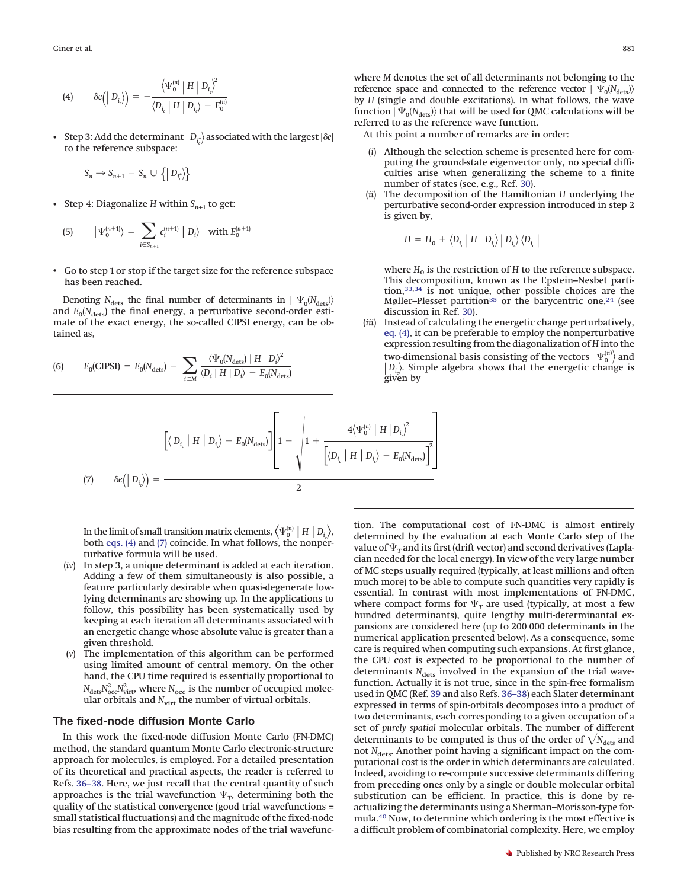$$\delta e\left(\left| D_{i_c}\right\rangle\right) = -\frac{\left\langle \Psi_0^{(n)} \middle| H \middle| D_{i_c}\right\rangle^2}{\left\langle D_{i_c} \middle| H \middle| D_{i_c}\right\rangle - E_0^{(n)}} \tag{4}$$

- Step 3: Add the determinant $\left| D_{i_c^*}\right\rangle$ associated with the largest $|\delta e|$ to the reference subspace:

$$S_n \rightarrow S_{n+1} = S_n \cup \left\{ \left| D_{i_c^*}\right\rangle \right\}$$

- Step 4: Diagonalize $H$ within $S_{n+1}$ to get:

$$\left|\Psi_0^{(n+1)}\right\rangle = \sum_{i \in S_{n+1}} c_i^{(n+1)} \left| D_i \right\rangle \quad \text{with } E_0^{(n+1)} \tag{5}$$

- Go to step 1 or stop if the target size for the reference subspace has been reached.

Denoting $N_{\text{dets}}$ the final number of determinants in $|\Psi_0(N_{\text{dets}})\rangle$ and $E_0(N_{\text{dets}})$ the final energy, a perturbative second-order estimate of the exact energy, the so-called CIPSI energy, can be obtained as,

$$E_0(\text{CIPSI}) = E_0(N_{\text{dets}}) - \sum_{i \in M} \frac{\langle \Psi_0(N_{\text{dets}}) \mid H \mid D_i \rangle^2}{\langle D_i \mid H \mid D_i \rangle - E_0(N_{\text{dets}})} \tag{6}$$

where $M$ denotes the set of all determinants not belonging to the reference space and connected to the reference vector $|\Psi_0(N_{\text{dets}})\rangle$ by $H$ (single and double excitations). In what follows, the wave function $|\Psi_0(N_{\text{dets}})\rangle$ that will be used for QMC calculations will be referred to as the reference wave function.

At this point a number of remarks are in order:

(*i*) Although the selection scheme is presented here for computing the ground-state eigenvector only, no special difficulties arise when generalizing the scheme to a finite number of states (see, e.g., Ref. 30).

(*ii*) The decomposition of the Hamiltonian $H$ underlying the perturbative second-order expression introduced in step 2 is given by,

$$H = H_0 + \left\langle D_{i_c} \middle| H \middle| D_{i_c}\right\rangle \left| D_{i_c}\right\rangle \left\langle D_{i_c}\right|$$

where $H_0$ is the restriction of $H$ to the reference subspace. This decomposition, known as the Epstein–Nesbet partition,[33,34] is not unique, other possible choices are the Møller–Plesset partition[35] or the barycentric one,[24] (see discussion in Ref. 30).

(*iii*) Instead of calculating the energetic change perturbatively, eq. (4), it can be preferable to employ the nonperturbative expression resulting from the diagonalization of $H$ into the two-dimensional basis consisting of the vectors $\left|\Psi_0^{(n)}\right\rangle$ and $\left| D_{i_c}\right\rangle$. Simple algebra shows that the energetic change is given by

$$\delta e\left(\left| D_{i_c}\right\rangle\right) = \frac{\left[\left\langle D_{i_c} \middle| H \middle| D_{i_c}\right\rangle - E_0(N_{\text{dets}})\right]\left[1 - \sqrt{1 + \dfrac{4\left\langle \Psi_0^{(n)} \middle| H \middle| D_{i_c}\right\rangle^2}{\left[\left\langle D_{i_c} \middle| H \middle| D_{i_c}\right\rangle - E_0(N_{\text{dets}})\right]^2}}\right]}{2} \tag{7}$$

In the limit of small transition matrix elements, $\left\langle \Psi_0^{(n)} \middle| H \middle| D_{i_c}\right\rangle$, both eqs. (4) and (7) coincide. In what follows, the nonperturbative formula will be used.

(*iv*) In step 3, a unique determinant is added at each iteration. Adding a few of them simultaneously is also possible, a feature particularly desirable when quasi-degenerate low-lying determinants are showing up. In the applications to follow, this possibility has been systematically used by keeping at each iteration all determinants associated with an energetic change whose absolute value is greater than a given threshold.

(*v*) The implementation of this algorithm can be performed using limited amount of central memory. On the other hand, the CPU time required is essentially proportional to $N_{\text{dets}}N_{\text{occ}}^2N_{\text{virt}}^2$, where $N_{\text{occ}}$ is the number of occupied molecular orbitals and $N_{\text{virt}}$ the number of virtual orbitals.

## The fixed-node diffusion Monte Carlo

In this work the fixed-node diffusion Monte Carlo (FN-DMC) method, the standard quantum Monte Carlo electronic-structure approach for molecules, is employed. For a detailed presentation of its theoretical and practical aspects, the reader is referred to Refs. 36–38. Here, we just recall that the central quantity of such approaches is the trial wavefunction $\Psi_T$, determining both the quality of the statistical convergence (good trial wavefunctions = small statistical fluctuations) and the magnitude of the fixed-node bias resulting from the approximate nodes of the trial wavefunction. The computational cost of FN-DMC is almost entirely determined by the evaluation at each Monte Carlo step of the value of $\Psi_T$ and its first (drift vector) and second derivatives (Laplacian needed for the local energy). In view of the very large number of MC steps usually required (typically, at least millions and often much more) to be able to compute such quantities very rapidly is essential. In contrast with most implementations of FN-DMC, where compact forms for $\Psi_T$ are used (typically, at most a few hundred determinants), quite lengthy multi-determinantal expansions are considered here (up to 200 000 determinants in the numerical application presented below). As a consequence, some care is required when computing such expansions. At first glance, the CPU cost is expected to be proportional to the number of determinants $N_{\text{dets}}$ involved in the expansion of the trial wavefunction. Actually it is not true, since in the spin-free formalism used in QMC (Ref. 39 and also Refs. 36–38) each Slater determinant expressed in terms of spin-orbitals decomposes into a product of two determinants, each corresponding to a given occupation of a set of *purely spatial* molecular orbitals. The number of different determinants to be computed is thus of the order of $\sqrt{N_{\text{dets}}}$ and not $N_{\text{dets}}$. Another point having a significant impact on the computational cost is the order in which determinants are calculated. Indeed, avoiding to re-compute successive determinants differing from preceding ones only by a single or double molecular orbital substitution can be efficient. In practice, this is done by re-actualizing the determinants using a Sherman–Morisson-type formula.[40] Now, to determine which ordering is the most effective is a difficult problem of combinatorial complexity. Here, we employ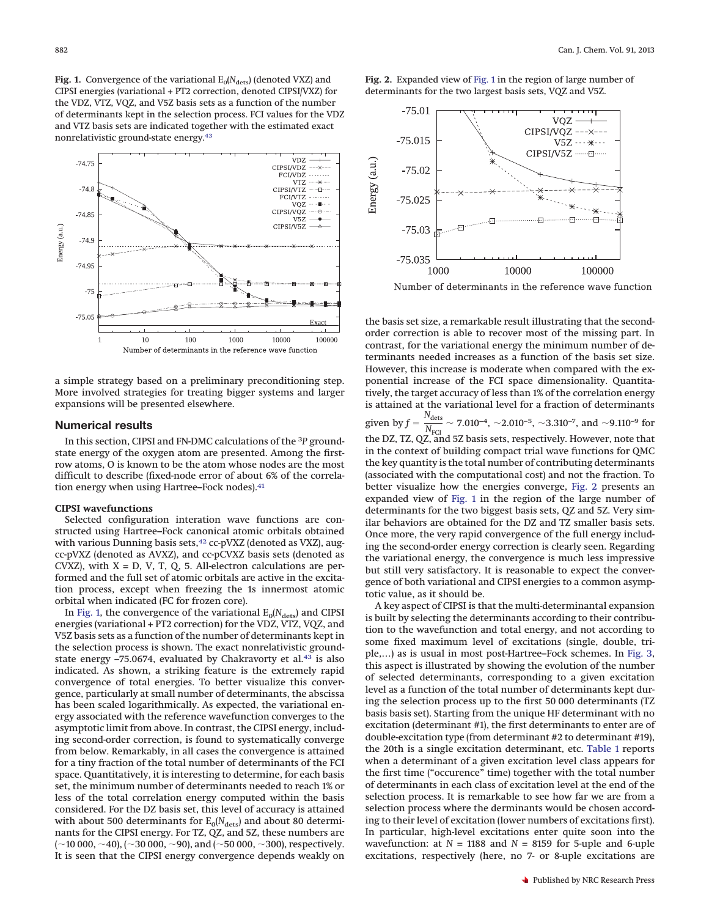**Fig. 1.** Convergence of the variational $E_0(N_{dets})$ (denoted VXZ) and CIPSI energies (variational + PT2 correction, denoted CIPSI/VXZ) for the VDZ, VTZ, VQZ, and V5Z basis sets as a function of the number of determinants kept in the selection process. FCI values for the VDZ and VTZ basis sets are indicated together with the estimated exact nonrelativistic ground-state energy.[43]

**Fig. 2.** Expanded view of Fig. 1 in the region of large number of determinants for the two largest basis sets, VQZ and V5Z.

a simple strategy based on a preliminary preconditioning step. More involved strategies for treating bigger systems and larger expansions will be presented elsewhere.

## Numerical results

In this section, CIPSI and FN-DMC calculations of the $^3P$ ground-state energy of the oxygen atom are presented. Among the first-row atoms, O is known to be the atom whose nodes are the most difficult to describe (fixed-node error of about 6% of the correlation energy when using Hartree–Fock nodes).[41]

### CIPSI wavefunctions

Selected configuration interation wave functions are constructed using Hartree–Fock canonical atomic orbitals obtained with various Dunning basis sets,[42] cc-pVXZ (denoted as VXZ), aug-cc-pVXZ (denoted as AVXZ), and cc-pCVXZ basis sets (denoted as CVXZ), with X = D, V, T, Q, 5. All-electron calculations are performed and the full set of atomic orbitals are active in the excitation process, except when freezing the 1s innermost atomic orbital when indicated (FC for frozen core).

In Fig. 1, the convergence of the variational $E_0(N_{dets})$ and CIPSI energies (variational + PT2 correction) for the VDZ, VTZ, VQZ, and V5Z basis sets as a function of the number of determinants kept in the selection process is shown. The exact nonrelativistic ground-state energy –75.0674, evaluated by Chakravorty et al.[43] is also indicated. As shown, a striking feature is the extremely rapid convergence of total energies. To better visualize this convergence, particularly at small number of determinants, the abscissa has been scaled logarithmically. As expected, the variational energy associated with the reference wavefunction converges to the asymptotic limit from above. In contrast, the CIPSI energy, including second-order correction, is found to systematically converge from below. Remarkably, in all cases the convergence is attained for a tiny fraction of the total number of determinants of the FCI space. Quantitatively, it is interesting to determine, for each basis set, the minimum number of determinants needed to reach 1% or less of the total correlation energy computed within the basis considered. For the DZ basis set, this level of accuracy is attained with about 500 determinants for $E_0(N_{dets})$ and about 80 determinants for the CIPSI energy. For TZ, QZ, and 5Z, these numbers are (~10 000, ~40), (~30 000, ~90), and (~50 000, ~300), respectively. It is seen that the CIPSI energy convergence depends weakly on the basis set size, a remarkable result illustrating that the second-order correction is able to recover most of the missing part. In contrast, for the variational energy the minimum number of determinants needed increases as a function of the basis set size. However, this increase is moderate when compared with the exponential increase of the FCI space dimensionality. Quantitatively, the target accuracy of less than 1% of the correlation energy is attained at the variational level for a fraction of determinants given by $f = \frac{N_{dets}}{N_{FCI}} \sim 7.010^{-4}$, $\sim 2.010^{-5}$, $\sim 3.310^{-7}$, and $\sim 9.110^{-9}$ for the DZ, TZ, QZ, and 5Z basis sets, respectively. However, note that in the context of building compact trial wave functions for QMC the key quantity is the total number of contributing determinants (associated with the computational cost) and not the fraction. To better visualize how the energies converge, Fig. 2 presents an expanded view of Fig. 1 in the region of the large number of determinants for the two biggest basis sets, QZ and 5Z. Very similar behaviors are obtained for the DZ and TZ smaller basis sets. Once more, the very rapid convergence of the full energy including the second-order energy correction is clearly seen. Regarding the variational energy, the convergence is much less impressive but still very satisfactory. It is reasonable to expect the convergence of both variational and CIPSI energies to a common asymptotic value, as it should be.

A key aspect of CIPSI is that the multi-determinantal expansion is built by selecting the determinants according to their contribution to the wavefunction and total energy, and not according to some fixed maximum level of excitations (single, double, triple,…) as is usual in most post-Hartree–Fock schemes. In Fig. 3, this aspect is illustrated by showing the evolution of the number of selected determinants, corresponding to a given excitation level as a function of the total number of determinants kept during the selection process up to the first 50 000 determinants (TZ basis basis set). Starting from the unique HF determinant with no excitation (determinant #1), the first determinants to enter are of double-excitation type (from determinant #2 to determinant #19), the 20th is a single excitation determinant, etc. Table 1 reports when a determinant of a given excitation level class appears for the first time ("occurence" time) together with the total number of determinants in each class of excitation level at the end of the selection process. It is remarkable to see how far we are from a selection process where the derminants would be chosen according to their level of excitation (lower numbers of excitations first). In particular, high-level excitations enter quite soon into the wavefunction: at $N$ = 1188 and $N$ = 8159 for 5-uple and 6-uple excitations, respectively (here, no 7- or 8-uple excitations are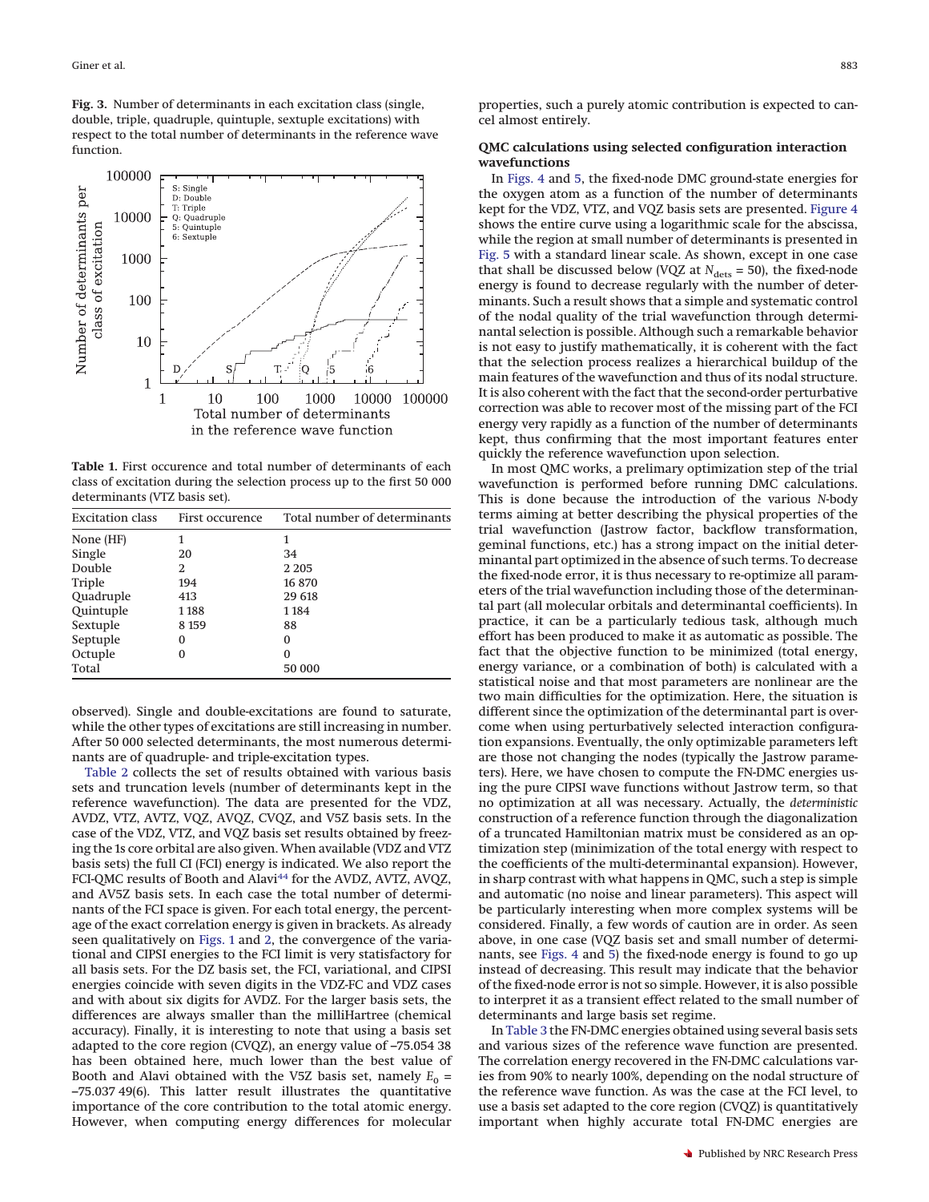**Fig. 3.** Number of determinants in each excitation class (single, double, triple, quadruple, quintuple, sextuple excitations) with respect to the total number of determinants in the reference wave function.

Number of determinants per class of excitation

100000
10000
1000
100
10
1

S: Single
D: Double
T: Triple
Q: Quadruple
5: Quintuple
6: Sextuple

D S T Q 5 6

1 10 100 1000 10000 100000

Total number of determinants in the reference wave function

**Table 1.** First occurence and total number of determinants of each class of excitation during the selection process up to the first 50 000 determinants (VTZ basis set).

| Excitation class | First occurence | Total number of determinants |
|---|---|---|
| None (HF) | 1 | 1 |
| Single | 20 | 34 |
| Double | 2 | 2 205 |
| Triple | 194 | 16 870 |
| Quadruple | 413 | 29 618 |
| Quintuple | 1 188 | 1 184 |
| Sextuple | 8 159 | 88 |
| Septuple | 0 | 0 |
| Octuple | 0 | 0 |
| Total | | 50 000 |

observed). Single and double-excitations are found to saturate, while the other types of excitations are still increasing in number. After 50 000 selected determinants, the most numerous determinants are of quadruple- and triple-excitation types.

Table 2 collects the set of results obtained with various basis sets and truncation levels (number of determinants kept in the reference wavefunction). The data are presented for the VDZ, AVDZ, VTZ, AVTZ, VQZ, AVQZ, CVQZ, and V5Z basis sets. In the case of the VDZ, VTZ, and VQZ basis set results obtained by freezing the 1s core orbital are also given. When available (VDZ and VTZ basis sets) the full CI (FCI) energy is indicated. We also report the FCI-QMC results of Booth and Alavi[44] for the AVDZ, AVTZ, AVQZ, and AV5Z basis sets. In each case the total number of determinants of the FCI space is given. For each total energy, the percentage of the exact correlation energy is given in brackets. As already seen qualitatively on Figs. 1 and 2, the convergence of the variational and CIPSI energies to the FCI limit is very statisfactory for all basis sets. For the DZ basis set, the FCI, variational, and CIPSI energies coincide with seven digits in the VDZ-FC and VDZ cases and with about six digits for AVDZ. For the larger basis sets, the differences are always smaller than the milliHartree (chemical accuracy). Finally, it is interesting to note that using a basis set adapted to the core region (CVQZ), an energy value of –75.054 38 has been obtained here, much lower than the best value of Booth and Alavi obtained with the V5Z basis set, namely $E_0$ = –75.037 49(6). This latter result illustrates the quantitative importance of the core contribution to the total atomic energy. However, when computing energy differences for molecular properties, such a purely atomic contribution is expected to cancel almost entirely.

### QMC calculations using selected configuration interaction wavefunctions

In Figs. 4 and 5, the fixed-node DMC ground-state energies for the oxygen atom as a function of the number of determinants kept for the VDZ, VTZ, and VQZ basis sets are presented. Figure 4 shows the entire curve using a logarithmic scale for the abscissa, while the region at small number of determinants is presented in Fig. 5 with a standard linear scale. As shown, except in one case that shall be discussed below (VQZ at $N_{\text{dets}}$ = 50), the fixed-node energy is found to decrease regularly with the number of determinants. Such a result shows that a simple and systematic control of the nodal quality of the trial wavefunction through determinantal selection is possible. Although such a remarkable behavior is not easy to justify mathematically, it is coherent with the fact that the selection process realizes a hierarchical buildup of the main features of the wavefunction and thus of its nodal structure. It is also coherent with the fact that the second-order perturbative correction was able to recover most of the missing part of the FCI energy very rapidly as a function of the number of determinants kept, thus confirming that the most important features enter quickly the reference wavefunction upon selection.

In most QMC works, a prelimary optimization step of the trial wavefunction is performed before running DMC calculations. This is done because the introduction of the various *N*-body terms aiming at better describing the physical properties of the trial wavefunction (Jastrow factor, backflow transformation, geminal functions, etc.) has a strong impact on the initial determinantal part optimized in the absence of such terms. To decrease the fixed-node error, it is thus necessary to re-optimize all parameters of the trial wavefunction including those of the determinantal part (all molecular orbitals and determinantal coefficients). In practice, it can be a particularly tedious task, although much effort has been produced to make it as automatic as possible. The fact that the objective function to be minimized (total energy, energy variance, or a combination of both) is calculated with a statistical noise and that most parameters are nonlinear are the two main difficulties for the optimization. Here, the situation is different since the optimization of the determinantal part is overcome when using perturbatively selected interaction configuration expansions. Eventually, the only optimizable parameters left are those not changing the nodes (typically the Jastrow parameters). Here, we have chosen to compute the FN-DMC energies using the pure CIPSI wave functions without Jastrow term, so that no optimization at all was necessary. Actually, the *deterministic* construction of a reference function through the diagonalization of a truncated Hamiltonian matrix must be considered as an optimization step (minimization of the total energy with respect to the coefficients of the multi-determinantal expansion). However, in sharp contrast with what happens in QMC, such a step is simple and automatic (no noise and linear parameters). This aspect will be particularly interesting when more complex systems will be considered. Finally, a few words of caution are in order. As seen above, in one case (VQZ basis set and small number of determinants, see Figs. 4 and 5) the fixed-node energy is found to go up instead of decreasing. This result may indicate that the behavior of the fixed-node error is not so simple. However, it is also possible to interpret it as a transient effect related to the small number of determinants and large basis set regime.

In Table 3 the FN-DMC energies obtained using several basis sets and various sizes of the reference wave function are presented. The correlation energy recovered in the FN-DMC calculations varies from 90% to nearly 100%, depending on the nodal structure of the reference wave function. As was the case at the FCI level, to use a basis set adapted to the core region (CVQZ) is quantitatively important when highly accurate total FN-DMC energies are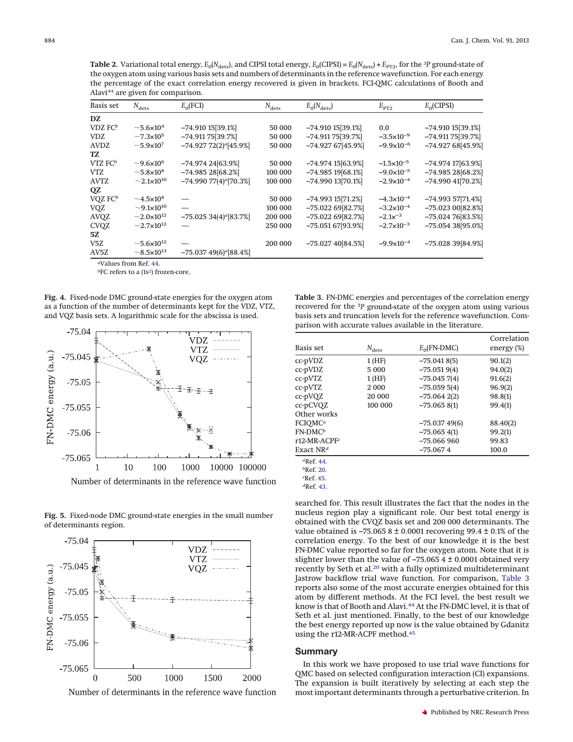**Table 2.** Variational total energy, $E_0(N_{\text{dets}})$, and CIPSI total energy, $E_0(\text{CIPSI}) = E_0(N_{\text{dets}}) + E_{\text{PT2}}$, for the $^3P$ ground-state of the oxygen atom using various basis sets and numbers of determinants in the reference wavefunction. For each energy the percentage of the exact correlation energy recovered is given in brackets. FCI-QMC calculations of Booth and Alavi[44] are given for comparison.

| Basis set | $N_{\text{dets}}$ | $E_0$(FCI) | $N_{\text{dets}}$ | $E_0(N_{\text{dets}})$ | $E_{\text{PT2}}$ | $E_0$(CIPSI) |
|---|---|---|---|---|---|---|
| **DZ** | | | | | | |
| VDZ FC[b] | ~5.6×10[4] | –74.910 15[39.1%] | 50 000 | –74.910 15[39.1%] | 0.0 | –74.910 15[39.1%] |
| VDZ | ~7.3×10[5] | –74.911 75[39.7%] | 50 000 | –74.911 75[39.7%] | $-3.5\times10^{-9}$ | –74.911 75[39.7%] |
| AVDZ | ~5.9×10[7] | –74.927 72(2)[a][45.9%] | 50 000 | –74.927 67[45.9%] | $-9.9\times10^{-6}$ | –74.927 68[45.9%] |
| **TZ** | | | | | | |
| VTZ FC[b] | ~9.6×10[6] | –74.974 24[63.9%] | 50 000 | –74.974 15[63.9%] | $-1.5\times10^{-5}$ | –74.974 17[63.9%] |
| VTZ | ~5.8×10[8] | –74.985 28[68.2%] | 100 000 | –74.985 19[68.1%] | $-9.0\times10^{-5}$ | –74.985 28[68.2%] |
| AVTZ | ~2.1×10[10] | –74.990 77(4)[a][70.3%] | 100 000 | –74.990 13[70.1%] | $-2.9\times10^{-4}$ | –74.990 41[70.2%] |
| **QZ** | | | | | | |
| VQZ FC[b] | ~4.5×10[8] | — | 50 000 | –74.993 15[71.2%] | $-4.3\times10^{-4}$ | –74.993 57[71.4%] |
| VQZ | ~9.1×10[10] | — | 100 000 | –75.022 69[82.7%] | $-3.2\times10^{-4}$ | –75.023 00[82.8%] |
| AVQZ | ~2.0×10[12] | –75.025 34(4)[a][83.7%] | 200 000 | –75.022 69[82.7%] | $-2.1^{-3}$ | –75.024 76[83.5%] |
| CVQZ | ~2.7×10[12] | — | 250 000 | –75.051 67[93.9%] | $-2.7\times10^{-3}$ | –75.054 38[95.0%] |
| **5Z** | | | | | | |
| V5Z | ~5.6×10[12] | — | 200 000 | –75.027 40[84.5%] | $-9.9\times10^{-4}$ | –75.028 39[84.9%] |
| AV5Z | ~8.5×10[13] | –75.037 49(6)[a][88.4%] | | | | |

[a]Values from Ref. 44.

[b]FC refers to a (1s[2]) frozen-core.

**Fig. 4.** Fixed-node DMC ground-state energies for the oxygen atom as a function of the number of determinants kept for the VDZ, VTZ, and VQZ basis sets. A logarithmic scale for the abscissa is used.

**Fig. 5.** Fixed-node DMC ground-state energies in the small number of determinants region.

**Table 3.** FN-DMC energies and percentages of the correlation energy recovered for the $^3P$ ground-state of the oxygen atom using various basis sets and truncation levels for the reference wavefunction. Comparison with accurate values available in the literature.

| Basis set | $N_{\text{dets}}$ | $E_0$(FN-DMC) | Correlation energy (%) |
|---|---|---|---|
| cc-pVDZ | 1 (HF) | –75.041 8(5) | 90.1(2) |
| cc-pVDZ | 5 000 | –75.051 9(4) | 94.0(2) |
| cc-pVTZ | 1 (HF) | –75.045 7(4) | 91.6(2) |
| cc-pVTZ | 2 000 | –75.059 5(4) | 96.9(2) |
| cc-pVQZ | 20 000 | –75.064 2(2) | 98.8(1) |
| cc-pCVQZ | 100 000 | –75.065 8(1) | 99.4(1) |
| Other works | | | |
| FCIQMC[a] | | –75.037 49(6) | 88.40(2) |
| FN-DMC[b] | | –75.065 4(1) | 99.2(1) |
| r12-MR-ACPF[c] | | –75.066 960 | 99.83 |
| Exact NR[d] | | –75.067 4 | 100.0 |

[a]Ref. 44.
[b]Ref. 20.
[c]Ref. 45.
[d]Ref. 43.

searched for. This result illustrates the fact that the nodes in the nucleus region play a significant role. Our best total energy is obtained with the CVQZ basis set and 200 000 determinants. The value obtained is –75.065 8 ± 0.0001 recovering 99.4 ± 0.1% of the correlation energy. To the best of our knowledge it is the best FN-DMC value reported so far for the oxygen atom. Note that it is slighter lower than the value of –75.065 4 ± 0.0001 obtained very recently by Seth et al.[20] with a fully optimized multideterminant Jastrow backflow trial wave function. For comparison, Table 3 reports also some of the most accurate energies obtained for this atom by different methods. At the FCI level, the best result we know is that of Booth and Alavi.[44] At the FN-DMC level, it is that of Seth et al. just mentioned. Finally, to the best of our knowledge the best energy reported up now is the value obtained by Gdanitz using the r12-MR-ACPF method.[45]

## Summary

In this work we have proposed to use trial wave functions for QMC based on selected configuration interaction (CI) expansions. The expansion is built iteratively by selecting at each step the most important determinants through a perturbative criterion. In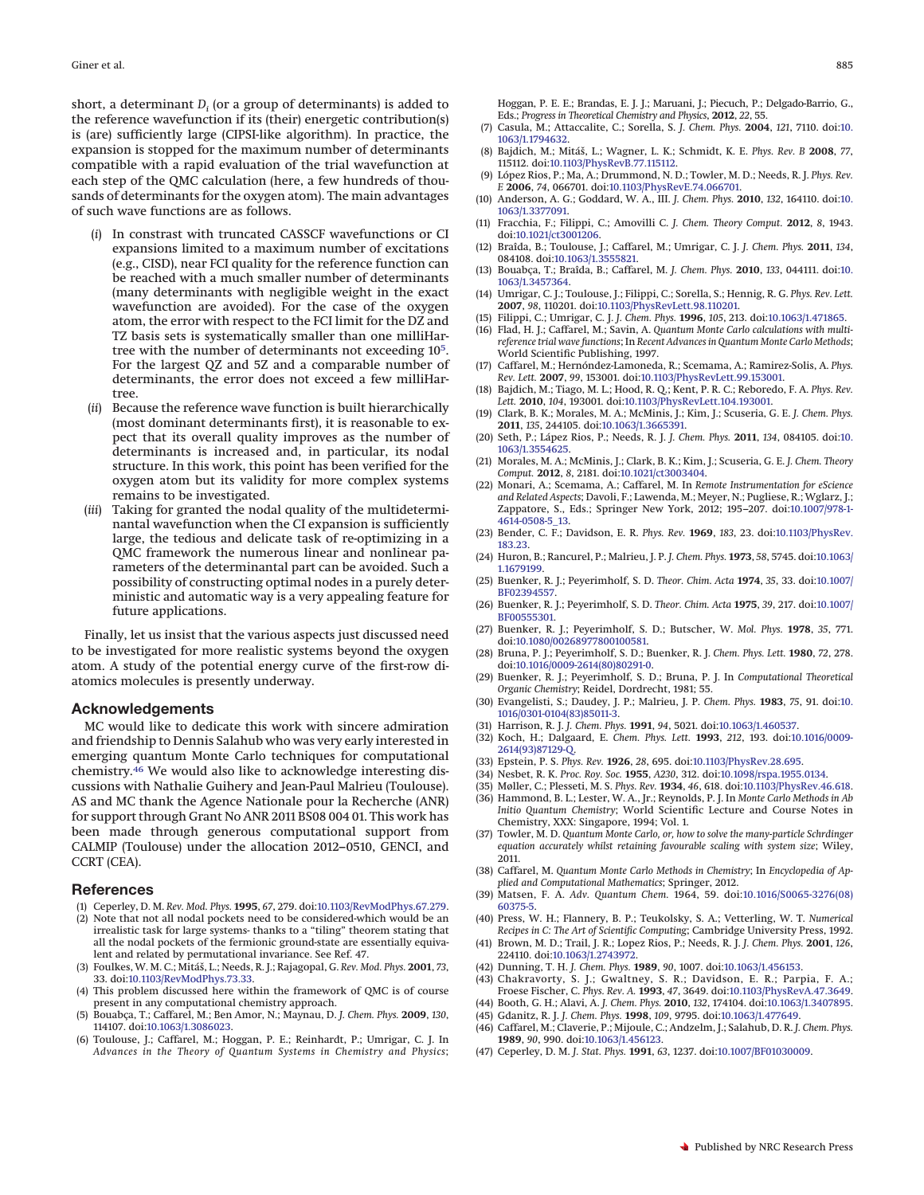short, a determinant $D_i$ (or a group of determinants) is added to the reference wavefunction if its (their) energetic contribution(s) is (are) sufficiently large (CIPSI-like algorithm). In practice, the expansion is stopped for the maximum number of determinants compatible with a rapid evaluation of the trial wavefunction at each step of the QMC calculation (here, a few hundreds of thousands of determinants for the oxygen atom). The main advantages of such wave functions are as follows.

(*i*) In constrast with truncated CASSCF wavefunctions or CI expansions limited to a maximum number of excitations (e.g., CISD), near FCI quality for the reference function can be reached with a much smaller number of determinants (many determinants with negligible weight in the exact wavefunction are avoided). For the case of the oxygen atom, the error with respect to the FCI limit for the DZ and TZ basis sets is systematically smaller than one milliHartree with the number of determinants not exceeding $10^5$. For the largest QZ and 5Z and a comparable number of determinants, the error does not exceed a few milliHartree.

(*ii*) Because the reference wave function is built hierarchically (most dominant determinants first), it is reasonable to expect that its overall quality improves as the number of determinants is increased and, in particular, its nodal structure. In this work, this point has been verified for the oxygen atom but its validity for more complex systems remains to be investigated.

(*iii*) Taking for granted the nodal quality of the multideterminantal wavefunction when the CI expansion is sufficiently large, the tedious and delicate task of re-optimizing in a QMC framework the numerous linear and nonlinear parameters of the determinantal part can be avoided. Such a possibility of constructing optimal nodes in a purely deterministic and automatic way is a very appealing feature for future applications.

Finally, let us insist that the various aspects just discussed need to be investigated for more realistic systems beyond the oxygen atom. A study of the potential energy curve of the first-row diatomics molecules is presently underway.

## Acknowledgements

MC would like to dedicate this work with sincere admiration and friendship to Dennis Salahub who was very early interested in emerging quantum Monte Carlo techniques for computational chemistry.[46] We would also like to acknowledge interesting discussions with Nathalie Guihery and Jean-Paul Malrieu (Toulouse). AS and MC thank the Agence Nationale pour la Recherche (ANR) for support through Grant No ANR 2011 BS08 004 01. This work has been made through generous computational support from CALMIP (Toulouse) under the allocation 2012–0510, GENCI, and CCRT (CEA).

## References

(1) Ceperley, D. M. *Rev. Mod. Phys.* **1995**, *67*, 279. doi:10.1103/RevModPhys.67.279.
(2) Note that not all nodal pockets need to be considered-which would be an irrealistic task for large systems- thanks to a "tiling" theorem stating that all the nodal pockets of the fermionic ground-state are essentially equivalent and related by permutational invariance. See Ref. 47.
(3) Foulkes, W. M. C.; Mitáš, L.; Needs, R. J.; Rajagopal, G. *Rev. Mod. Phys.* **2001**, *73*, 33. doi:10.1103/RevModPhys.73.33.
(4) This problem discussed here within the framework of QMC is of course present in any computational chemistry approach.
(5) Bouabça, T.; Caffarel, M.; Ben Amor, N.; Maynau, D. *J. Chem. Phys.* **2009**, *130*, 114107. doi:10.1063/1.3086023.
(6) Toulouse, J.; Caffarel, M.; Hoggan, P. E.; Reinhardt, P.; Umrigar, C. J. In *Advances in the Theory of Quantum Systems in Chemistry and Physics*; Hoggan, P. E. E.; Brandas, E. J. J.; Maruani, J.; Piecuch, P.; Delgado-Barrio, G., Eds.; *Progress in Theoretical Chemistry and Physics*, **2012**, *22*, 55.
(7) Casula, M.; Attaccalite, C.; Sorella, S. *J. Chem. Phys.* **2004**, *121*, 7110. doi:10.1063/1.1794632.
(8) Bajdich, M.; Mitáš, L.; Wagner, L. K.; Schmidt, K. E. *Phys. Rev. B* **2008**, *77*, 115112. doi:10.1103/PhysRevB.77.115112.
(9) López Rios, P.; Ma, A.; Drummond, N. D.; Towler, M. D.; Needs, R. J. *Phys. Rev. E* **2006**, *74*, 066701. doi:10.1103/PhysRevE.74.066701.
(10) Anderson, A. G.; Goddard, W. A., III. *J. Chem. Phys.* **2010**, *132*, 164110. doi:10.1063/1.3377091.
(11) Fracchia, F.; Filippi, C.; Amovilli C. *J. Chem. Theory Comput.* **2012**, *8*, 1943. doi:10.1021/ct3001206.
(12) Braîda, B.; Toulouse, J.; Caffarel, M.; Umrigar, C. J. *J. Chem. Phys.* **2011**, *134*, 084108. doi:10.1063/1.3555821.
(13) Bouabça, T.; Braîda, B.; Caffarel, M. *J. Chem. Phys.* **2010**, *133*, 044111. doi:10.1063/1.3457364.
(14) Umrigar, C. J.; Toulouse, J.; Filippi, C.; Sorella, S.; Hennig, R. G. *Phys. Rev. Lett.* **2007**, *98*, 110201. doi:10.1103/PhysRevLett.98.110201.
(15) Filippi, C.; Umrigar, C. J. *J. Chem. Phys.* **1996**, *105*, 213. doi:10.1063/1.471865.
(16) Flad, H. J.; Caffarel, M.; Savin, A. *Quantum Monte Carlo calculations with multireference trial wave functions*; In *Recent Advances in Quantum Monte Carlo Methods*; World Scientific Publishing, 1997.
(17) Caffarel, M.; Hernández-Lamoneda, R.; Scemama, A.; Ramirez-Solis, A. *Phys. Rev. Lett.* **2007**, *99*, 153001. doi:10.1103/PhysRevLett.99.153001.
(18) Bajdich, M.; Tiago, M. L.; Hood, R. Q.; Kent, P. R. C.; Reboredo, F. A. *Phys. Rev. Lett.* **2010**, *104*, 193001. doi:10.1103/PhysRevLett.104.193001.
(19) Clark, B. K.; Morales, M. A.; McMinis, J.; Kim, J.; Scuseria, G. E. *J. Chem. Phys.* **2011**, *135*, 244105. doi:10.1063/1.3665391.
(20) Seth, P.; Lápez Rios, P.; Needs, R. J. *J. Chem. Phys.* **2011**, *134*, 084105. doi:10.1063/1.3554625.
(21) Morales, M. A.; McMinis, J.; Clark, B. K.; Kim, J.; Scuseria, G. E. *J. Chem. Theory Comput.* **2012**, *8*, 2181. doi:10.1021/ct3003404.
(22) Monari, A.; Scemama, A.; Caffarel, M. In *Remote Instrumentation for eScience and Related Aspects*; Davoli, F.; Lawenda, M.; Meyer, N.; Pugliese, R.; Wglarz, J.; Zappatore, S., Eds.; Springer New York, 2012; 195–207. doi:10.1007/978-1-4614-0508-5_13.
(23) Bender, C. F.; Davidson, E. R. *Phys. Rev.* **1969**, *183*, 23. doi:10.1103/PhysRev.183.23.
(24) Huron, B.; Rancurel, P.; Malrieu, J. P. *J. Chem. Phys.* **1973**, *58*, 5745. doi:10.1063/1.1679199.
(25) Buenker, R. J.; Peyerimhoff, S. D. *Theor. Chim. Acta* **1974**, *35*, 33. doi:10.1007/BF02394557.
(26) Buenker, R. J.; Peyerimhoff, S. D. *Theor. Chim. Acta* **1975**, *39*, 217. doi:10.1007/BF00555301.
(27) Buenker, R. J.; Peyerimhoff, S. D.; Butscher, W. *Mol. Phys.* **1978**, *35*, 771. doi:10.1080/00268977800100581.
(28) Bruna, P. J.; Peyerimhoff, S. D.; Buenker, R. J. *Chem. Phys. Lett.* **1980**, *72*, 278. doi:10.1016/0009-2614(80)80291-0.
(29) Buenker, R. J.; Peyerimhoff, S. D.; Bruna, P. J. In *Computational Theoretical Organic Chemistry*; Reidel, Dordrecht, 1981; 55.
(30) Evangelisti, S.; Daudey, J. P.; Malrieu, J. P. *Chem. Phys.* **1983**, *75*, 91. doi:10.1016/0301-0104(83)85011-3.
(31) Harrison, R. J. *J. Chem. Phys.* **1991**, *94*, 5021. doi:10.1063/1.460537.
(32) Koch, H.; Dalgaard, E. *Chem. Phys. Lett.* **1993**, *212*, 193. doi:10.1016/0009-2614(93)87129-Q.
(33) Epstein, P. S. *Phys. Rev.* **1926**, *28*, 695. doi:10.1103/PhysRev.28.695.
(34) Nesbet, R. K. *Proc. Roy. Soc.* **1955**, *A230*, 312. doi:10.1098/rspa.1955.0134.
(35) Møller, C.; Plesseti, M. S. *Phys. Rev.* **1934**, *46*, 618. doi:10.1103/PhysRev.46.618.
(36) Hammond, B. L.; Lester, W. A., Jr.; Reynolds, P. J. In *Monte Carlo Methods in Ab Initio Quantum Chemistry*; World Scientific Lecture and Course Notes in Chemistry, XXX: Singapore, 1994; Vol. 1.
(37) Towler, M. D. *Quantum Monte Carlo, or, how to solve the many-particle Schrdinger equation accurately whilst retaining favourable scaling with system size*; Wiley, 2011.
(38) Caffarel, M. *Quantum Monte Carlo Methods in Chemistry*; In *Encyclopedia of Applied and Computational Mathematics*; Springer, 2012.
(39) Matsen, F. A. *Adv. Quantum Chem.* 1964, 59. doi:10.1016/S0065-3276(08)60375-5.
(40) Press, W. H.; Flannery, B. P.; Teukolsky, S. A.; Vetterling, W. T. *Numerical Recipes in C: The Art of Scientific Computing*; Cambridge University Press, 1992.
(41) Brown, M. D.; Trail, J. R.; Lopez Rios, P.; Needs, R. J. *J. Chem. Phys.* **2001**, *126*, 224110. doi:10.1063/1.2743972.
(42) Dunning, T. H. *J. Chem. Phys.* **1989**, *90*, 1007. doi:10.1063/1.456153.
(43) Chakravorty, S. J.; Gwaltney, S. R.; Davidson, E. R.; Parpia, F. A.; Froese Fischer, C. *Phys. Rev. A.* **1993**, *47*, 3649. doi:10.1103/PhysRevA.47.3649.
(44) Booth, G. H.; Alavi, A. *J. Chem. Phys.* **2010**, *132*, 174104. doi:10.1063/1.3407895.
(45) Gdanitz, R. J. *J. Chem. Phys.* **1998**, *109*, 9795. doi:10.1063/1.477649.
(46) Caffarel, M.; Claverie, P.; Mijoule, C.; Andzelm, J.; Salahub, D. R. *J. Chem. Phys.* **1989**, *90*, 990. doi:10.1063/1.456123.
(47) Ceperley, D. M. *J. Stat. Phys.* **1991**, *63*, 1237. doi:10.1007/BF01030009.